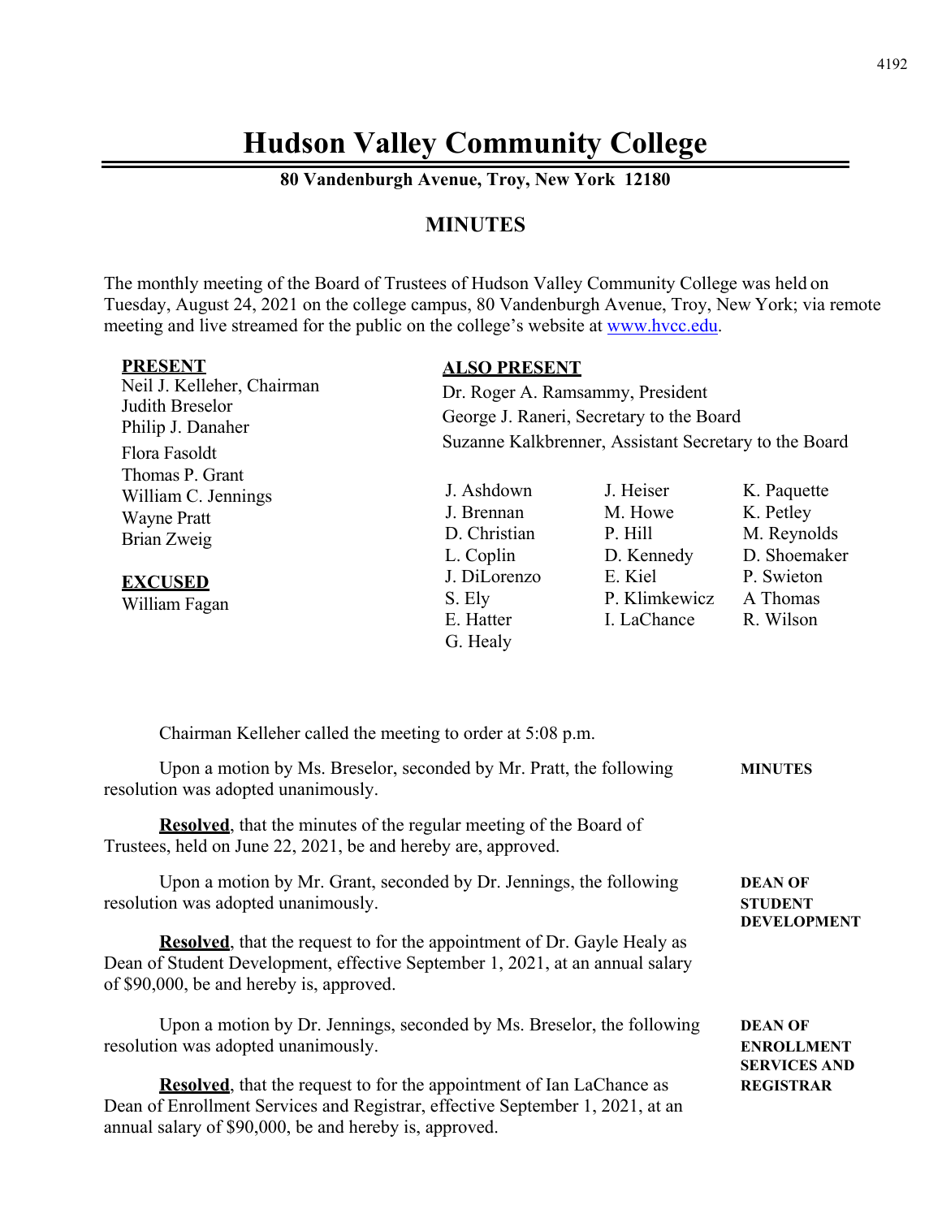# Hudson Valley Community College

**80 Vandenburgh Avenue, Troy, New York 12180**

## MINUTES

The monthly meeting of the Board of Trustees of Hudson Valley Community College was held on Tuesday, August 24, 2021 on the college campus, 80 Vandenburgh Avenue, Troy, New York; via remote meeting and live streamed for the public on the college's website at www.hvcc.edu.

**PRESENT**
Neil J. Kelleher, Chairman
Judith Breselor
Philip J. Danaher
Flora Fasoldt
Thomas P. Grant
William C. Jennings
Wayne Pratt
Brian Zweig

**EXCUSED**
William Fagan

**ALSO PRESENT**
Dr. Roger A. Ramsammy, President
George J. Raneri, Secretary to the Board
Suzanne Kalkbrenner, Assistant Secretary to the Board

J. Ashdown
J. Brennan
D. Christian
L. Coplin
J. DiLorenzo
S. Ely
E. Hatter
G. Healy
J. Heiser
M. Howe
P. Hill
D. Kennedy
E. Kiel
P. Klimkewicz
I. LaChance
K. Paquette
K. Petley
M. Reynolds
D. Shoemaker
P. Swieton
A Thomas
R. Wilson

Chairman Kelleher called the meeting to order at 5:08 p.m.

**MINUTES**

Upon a motion by Ms. Breselor, seconded by Mr. Pratt, the following resolution was adopted unanimously.

**Resolved**, that the minutes of the regular meeting of the Board of Trustees, held on June 22, 2021, be and hereby are, approved.

**DEAN OF STUDENT DEVELOPMENT**

Upon a motion by Mr. Grant, seconded by Dr. Jennings, the following resolution was adopted unanimously.

**Resolved**, that the request to for the appointment of Dr. Gayle Healy as Dean of Student Development, effective September 1, 2021, at an annual salary of $90,000, be and hereby is, approved.

**DEAN OF ENROLLMENT SERVICES AND REGISTRAR**

Upon a motion by Dr. Jennings, seconded by Ms. Breselor, the following resolution was adopted unanimously.

**Resolved**, that the request to for the appointment of Ian LaChance as Dean of Enrollment Services and Registrar, effective September 1, 2021, at an annual salary of $90,000, be and hereby is, approved.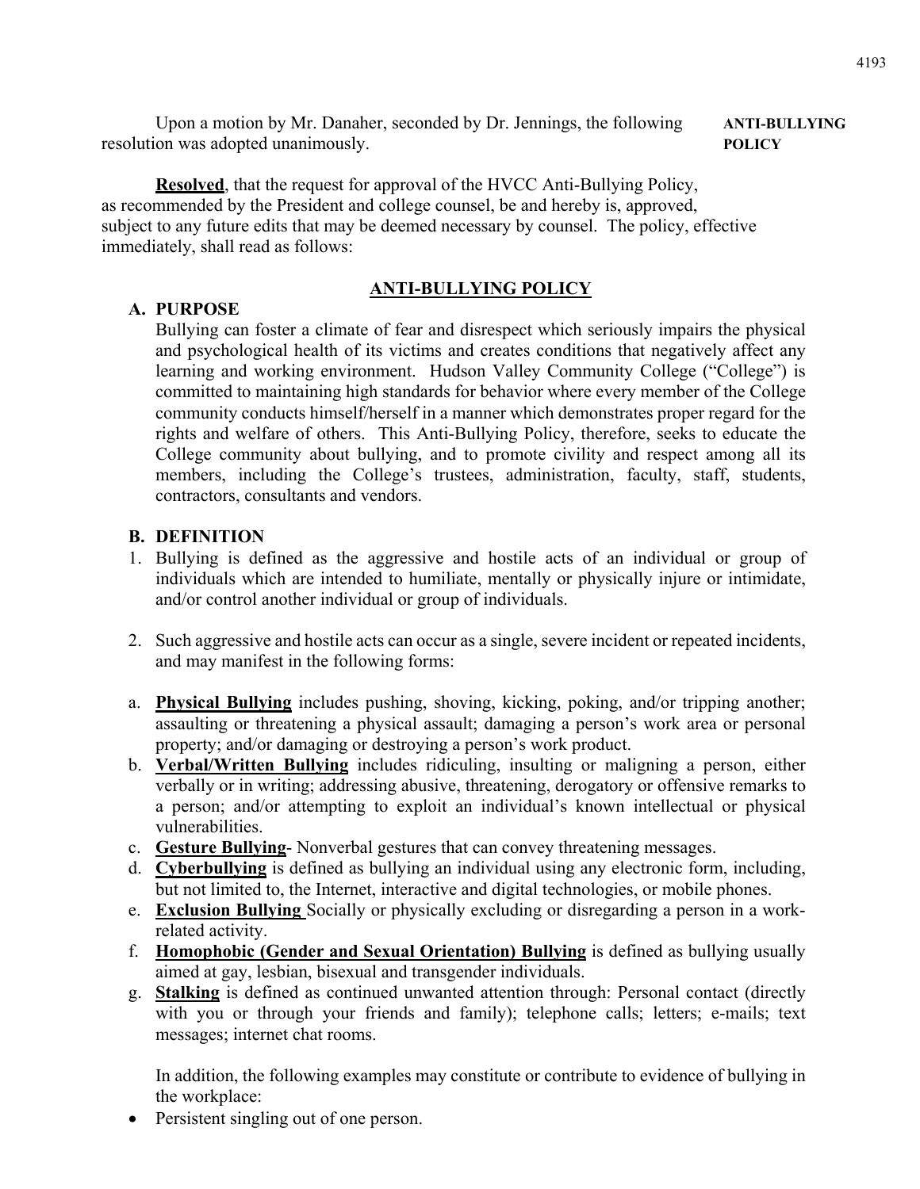Upon a motion by Mr. Danaher, seconded by Dr. Jennings, the following resolution was adopted unanimously.

**ANTI-BULLYING POLICY**

**Resolved**, that the request for approval of the HVCC Anti-Bullying Policy, as recommended by the President and college counsel, be and hereby is, approved, subject to any future edits that may be deemed necessary by counsel. The policy, effective immediately, shall read as follows:

## ANTI-BULLYING POLICY

### A. PURPOSE

Bullying can foster a climate of fear and disrespect which seriously impairs the physical and psychological health of its victims and creates conditions that negatively affect any learning and working environment. Hudson Valley Community College ("College") is committed to maintaining high standards for behavior where every member of the College community conducts himself/herself in a manner which demonstrates proper regard for the rights and welfare of others. This Anti-Bullying Policy, therefore, seeks to educate the College community about bullying, and to promote civility and respect among all its members, including the College's trustees, administration, faculty, staff, students, contractors, consultants and vendors.

### B. DEFINITION

1. Bullying is defined as the aggressive and hostile acts of an individual or group of individuals which are intended to humiliate, mentally or physically injure or intimidate, and/or control another individual or group of individuals.

2. Such aggressive and hostile acts can occur as a single, severe incident or repeated incidents, and may manifest in the following forms:

a. **Physical Bullying** includes pushing, shoving, kicking, poking, and/or tripping another; assaulting or threatening a physical assault; damaging a person's work area or personal property; and/or damaging or destroying a person's work product.

b. **Verbal/Written Bullying** includes ridiculing, insulting or maligning a person, either verbally or in writing; addressing abusive, threatening, derogatory or offensive remarks to a person; and/or attempting to exploit an individual's known intellectual or physical vulnerabilities.

c. **Gesture Bullying**- Nonverbal gestures that can convey threatening messages.

d. **Cyberbullying** is defined as bullying an individual using any electronic form, including, but not limited to, the Internet, interactive and digital technologies, or mobile phones.

e. **Exclusion Bullying** Socially or physically excluding or disregarding a person in a work-related activity.

f. **Homophobic (Gender and Sexual Orientation) Bullying** is defined as bullying usually aimed at gay, lesbian, bisexual and transgender individuals.

g. **Stalking** is defined as continued unwanted attention through: Personal contact (directly with you or through your friends and family); telephone calls; letters; e-mails; text messages; internet chat rooms.

In addition, the following examples may constitute or contribute to evidence of bullying in the workplace:

- Persistent singling out of one person.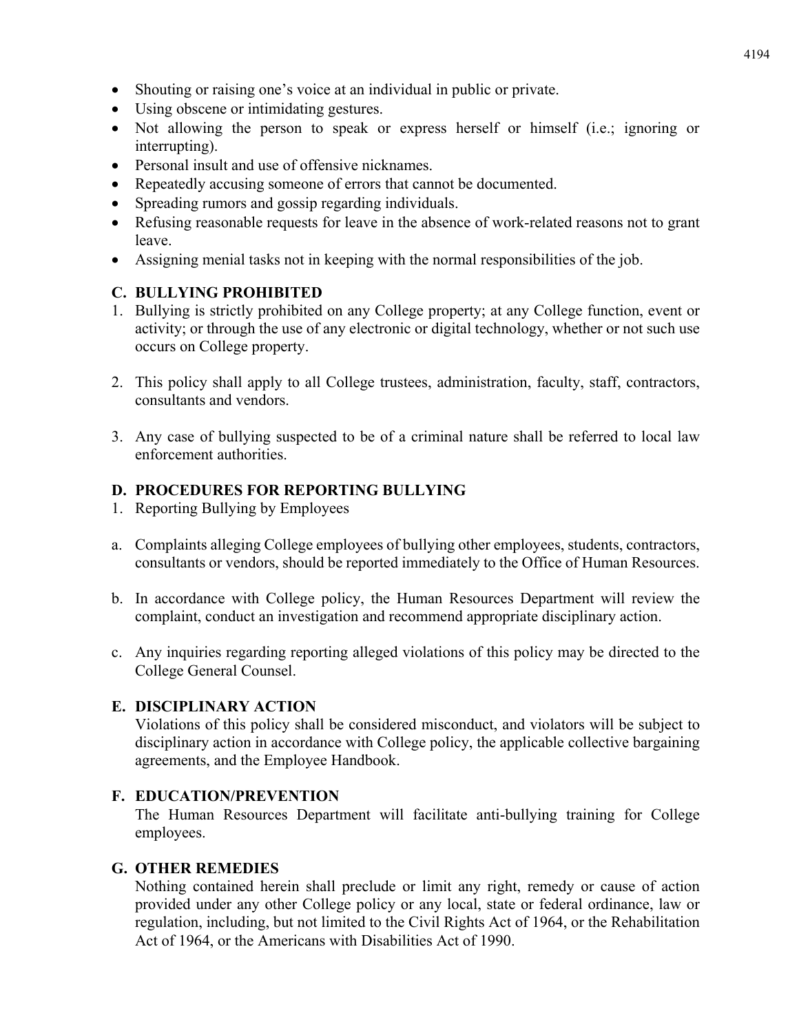- Shouting or raising one's voice at an individual in public or private.
- Using obscene or intimidating gestures.
- Not allowing the person to speak or express herself or himself (i.e.; ignoring or interrupting).
- Personal insult and use of offensive nicknames.
- Repeatedly accusing someone of errors that cannot be documented.
- Spreading rumors and gossip regarding individuals.
- Refusing reasonable requests for leave in the absence of work-related reasons not to grant leave.
- Assigning menial tasks not in keeping with the normal responsibilities of the job.

## C. BULLYING PROHIBITED

1. Bullying is strictly prohibited on any College property; at any College function, event or activity; or through the use of any electronic or digital technology, whether or not such use occurs on College property.

2. This policy shall apply to all College trustees, administration, faculty, staff, contractors, consultants and vendors.

3. Any case of bullying suspected to be of a criminal nature shall be referred to local law enforcement authorities.

## D. PROCEDURES FOR REPORTING BULLYING

1. Reporting Bullying by Employees

a. Complaints alleging College employees of bullying other employees, students, contractors, consultants or vendors, should be reported immediately to the Office of Human Resources.

b. In accordance with College policy, the Human Resources Department will review the complaint, conduct an investigation and recommend appropriate disciplinary action.

c. Any inquiries regarding reporting alleged violations of this policy may be directed to the College General Counsel.

## E. DISCIPLINARY ACTION

Violations of this policy shall be considered misconduct, and violators will be subject to disciplinary action in accordance with College policy, the applicable collective bargaining agreements, and the Employee Handbook.

## F. EDUCATION/PREVENTION

The Human Resources Department will facilitate anti-bullying training for College employees.

## G. OTHER REMEDIES

Nothing contained herein shall preclude or limit any right, remedy or cause of action provided under any other College policy or any local, state or federal ordinance, law or regulation, including, but not limited to the Civil Rights Act of 1964, or the Rehabilitation Act of 1964, or the Americans with Disabilities Act of 1990.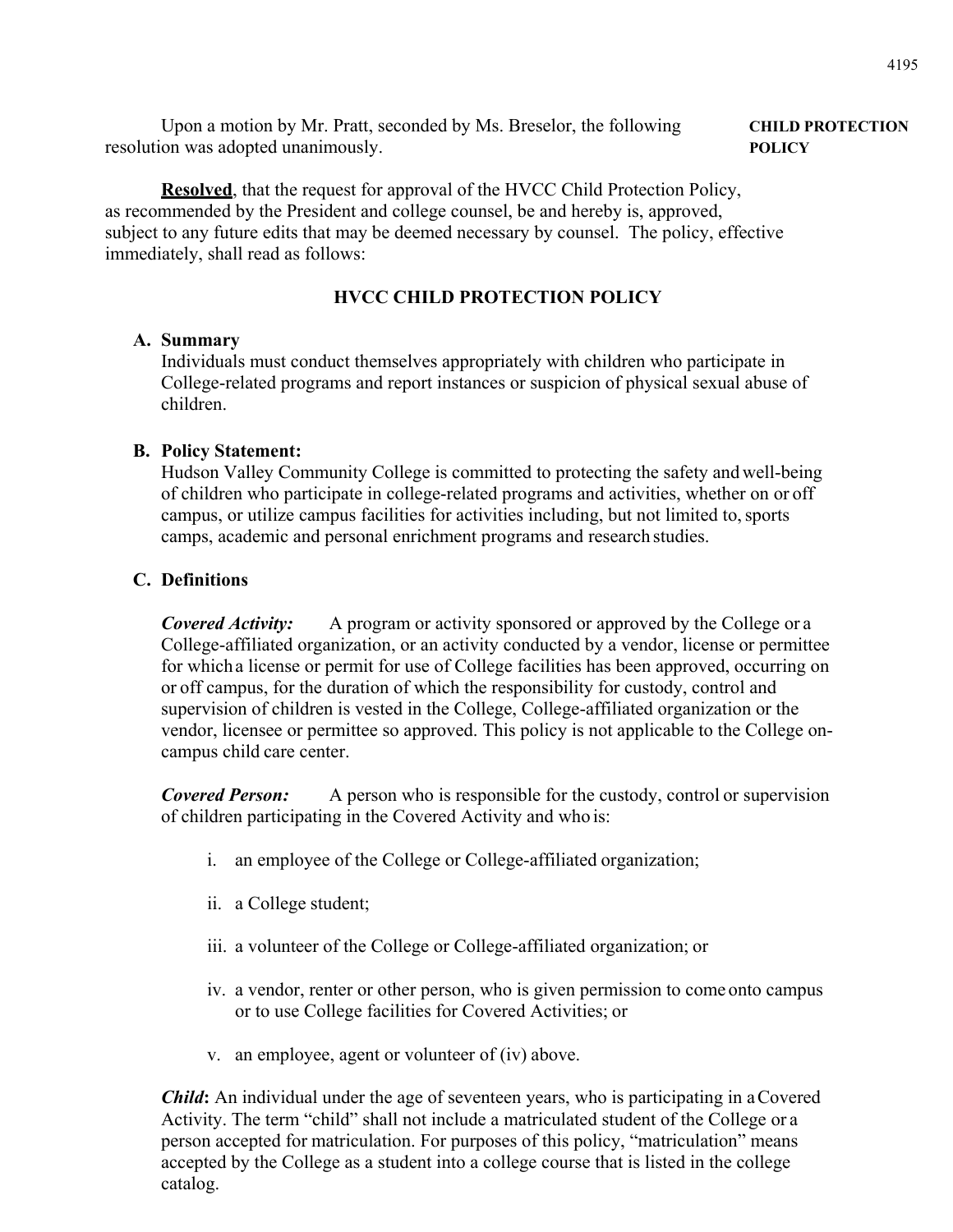Upon a motion by Mr. Pratt, seconded by Ms. Breselor, the following resolution was adopted unanimously.

**CHILD PROTECTION POLICY**

**Resolved**, that the request for approval of the HVCC Child Protection Policy, as recommended by the President and college counsel, be and hereby is, approved, subject to any future edits that may be deemed necessary by counsel. The policy, effective immediately, shall read as follows:

## HVCC CHILD PROTECTION POLICY

### A. Summary

Individuals must conduct themselves appropriately with children who participate in College-related programs and report instances or suspicion of physical sexual abuse of children.

### B. Policy Statement:

Hudson Valley Community College is committed to protecting the safety and well-being of children who participate in college-related programs and activities, whether on or off campus, or utilize campus facilities for activities including, but not limited to, sports camps, academic and personal enrichment programs and research studies.

### C. Definitions

***Covered Activity:*** A program or activity sponsored or approved by the College or a College-affiliated organization, or an activity conducted by a vendor, license or permittee for which a license or permit for use of College facilities has been approved, occurring on or off campus, for the duration of which the responsibility for custody, control and supervision of children is vested in the College, College-affiliated organization or the vendor, licensee or permittee so approved. This policy is not applicable to the College on-campus child care center.

***Covered Person:*** A person who is responsible for the custody, control or supervision of children participating in the Covered Activity and who is:

i. an employee of the College or College-affiliated organization;

ii. a College student;

iii. a volunteer of the College or College-affiliated organization; or

iv. a vendor, renter or other person, who is given permission to come onto campus or to use College facilities for Covered Activities; or

v. an employee, agent or volunteer of (iv) above.

***Child*:** An individual under the age of seventeen years, who is participating in a Covered Activity. The term "child" shall not include a matriculated student of the College or a person accepted for matriculation. For purposes of this policy, "matriculation" means accepted by the College as a student into a college course that is listed in the college catalog.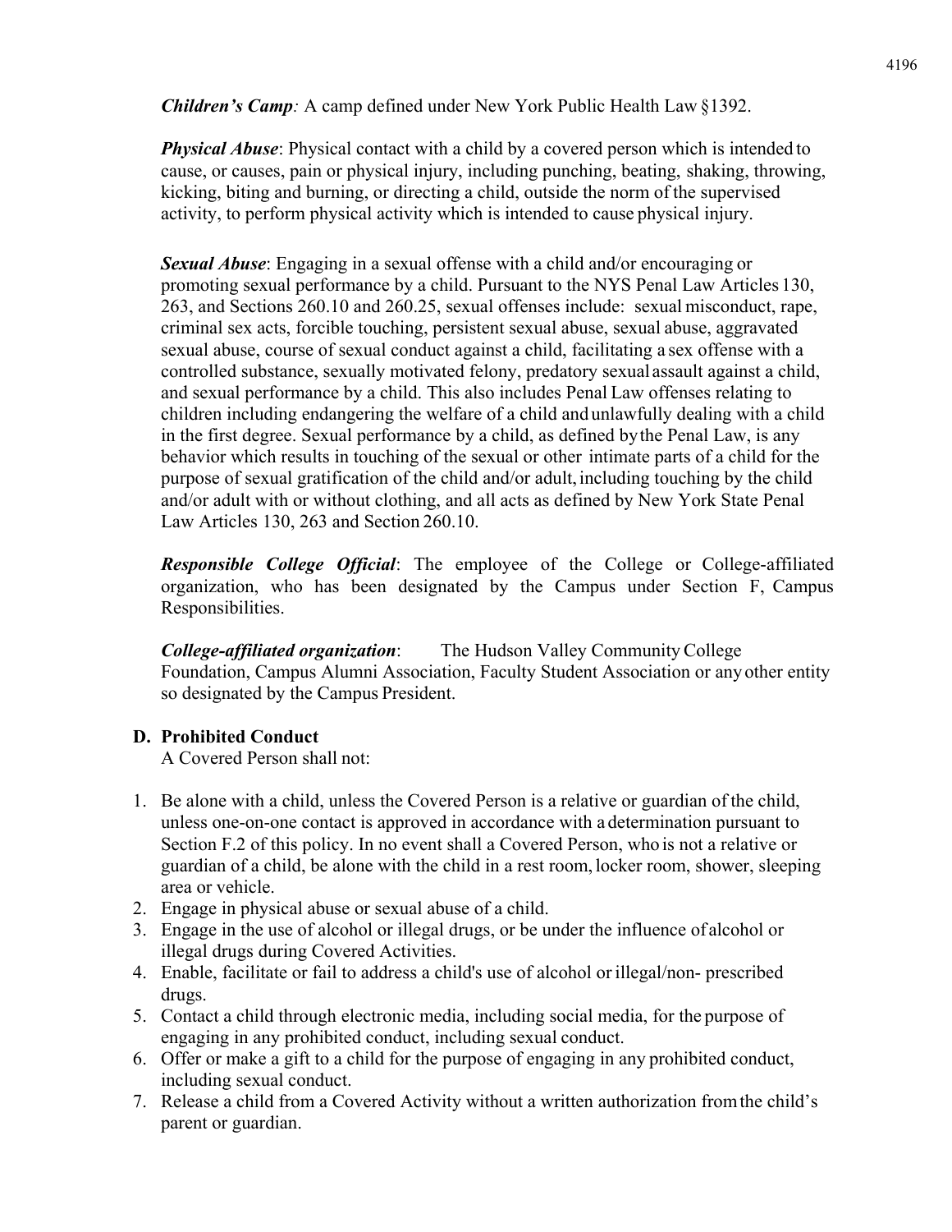***Children's Camp:*** A camp defined under New York Public Health Law §1392.

***Physical Abuse***: Physical contact with a child by a covered person which is intended to cause, or causes, pain or physical injury, including punching, beating, shaking, throwing, kicking, biting and burning, or directing a child, outside the norm of the supervised activity, to perform physical activity which is intended to cause physical injury.

***Sexual Abuse***: Engaging in a sexual offense with a child and/or encouraging or promoting sexual performance by a child. Pursuant to the NYS Penal Law Articles 130, 263, and Sections 260.10 and 260.25, sexual offenses include: sexual misconduct, rape, criminal sex acts, forcible touching, persistent sexual abuse, sexual abuse, aggravated sexual abuse, course of sexual conduct against a child, facilitating a sex offense with a controlled substance, sexually motivated felony, predatory sexual assault against a child, and sexual performance by a child. This also includes Penal Law offenses relating to children including endangering the welfare of a child and unlawfully dealing with a child in the first degree. Sexual performance by a child, as defined by the Penal Law, is any behavior which results in touching of the sexual or other intimate parts of a child for the purpose of sexual gratification of the child and/or adult, including touching by the child and/or adult with or without clothing, and all acts as defined by New York State Penal Law Articles 130, 263 and Section 260.10.

***Responsible College Official***: The employee of the College or College-affiliated organization, who has been designated by the Campus under Section F, Campus Responsibilities.

***College-affiliated organization***: The Hudson Valley Community College Foundation, Campus Alumni Association, Faculty Student Association or any other entity so designated by the Campus President.

## D. Prohibited Conduct

A Covered Person shall not:

1. Be alone with a child, unless the Covered Person is a relative or guardian of the child, unless one-on-one contact is approved in accordance with a determination pursuant to Section F.2 of this policy. In no event shall a Covered Person, who is not a relative or guardian of a child, be alone with the child in a rest room, locker room, shower, sleeping area or vehicle.
2. Engage in physical abuse or sexual abuse of a child.
3. Engage in the use of alcohol or illegal drugs, or be under the influence of alcohol or illegal drugs during Covered Activities.
4. Enable, facilitate or fail to address a child's use of alcohol or illegal/non- prescribed drugs.
5. Contact a child through electronic media, including social media, for the purpose of engaging in any prohibited conduct, including sexual conduct.
6. Offer or make a gift to a child for the purpose of engaging in any prohibited conduct, including sexual conduct.
7. Release a child from a Covered Activity without a written authorization from the child's parent or guardian.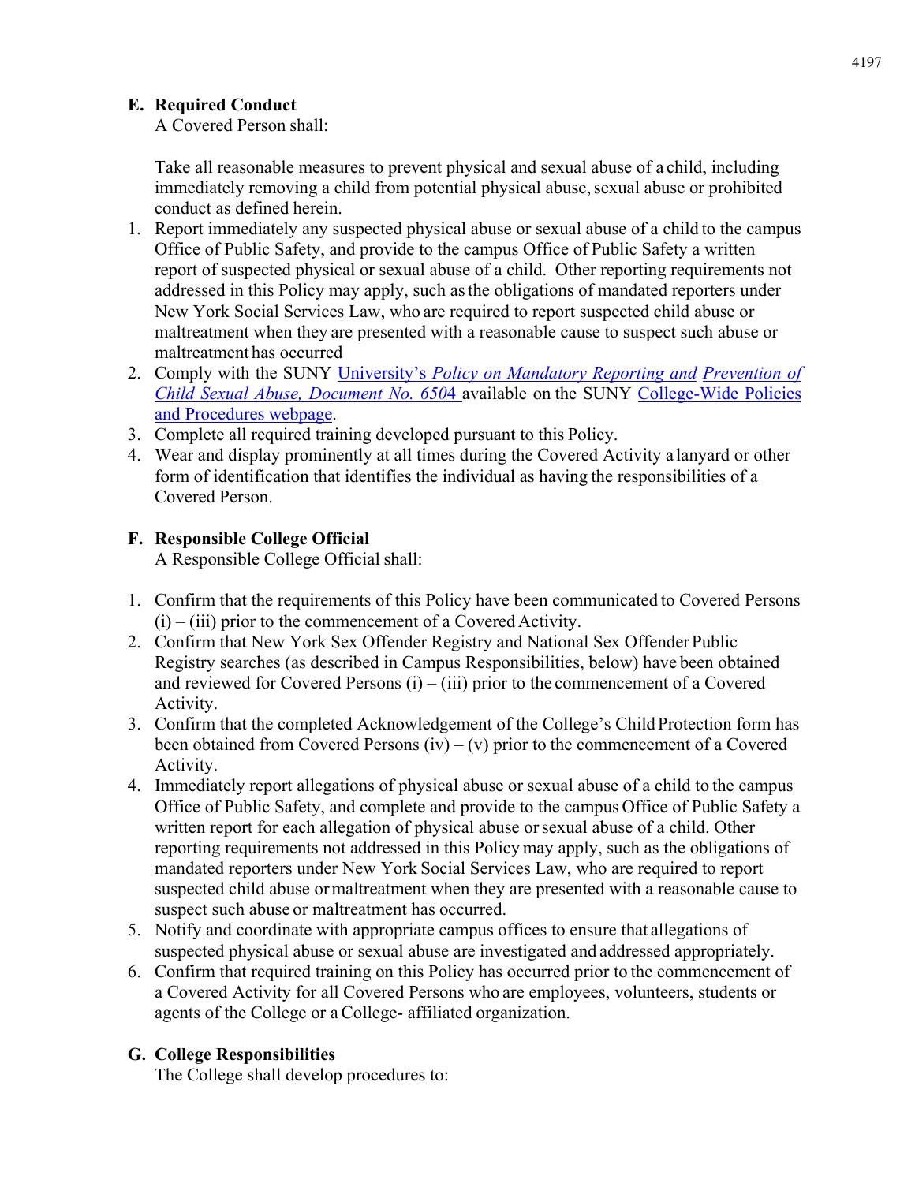### E. Required Conduct

A Covered Person shall:

Take all reasonable measures to prevent physical and sexual abuse of a child, including immediately removing a child from potential physical abuse, sexual abuse or prohibited conduct as defined herein.

1. Report immediately any suspected physical abuse or sexual abuse of a child to the campus Office of Public Safety, and provide to the campus Office of Public Safety a written report of suspected physical or sexual abuse of a child. Other reporting requirements not addressed in this Policy may apply, such as the obligations of mandated reporters under New York Social Services Law, who are required to report suspected child abuse or maltreatment when they are presented with a reasonable cause to suspect such abuse or maltreatment has occurred
2. Comply with the SUNY University's *Policy on Mandatory Reporting and Prevention of Child Sexual Abuse, Document No. 6504* available on the SUNY College-Wide Policies and Procedures webpage.
3. Complete all required training developed pursuant to this Policy.
4. Wear and display prominently at all times during the Covered Activity a lanyard or other form of identification that identifies the individual as having the responsibilities of a Covered Person.

### F. Responsible College Official

A Responsible College Official shall:

1. Confirm that the requirements of this Policy have been communicated to Covered Persons (i) – (iii) prior to the commencement of a Covered Activity.
2. Confirm that New York Sex Offender Registry and National Sex Offender Public Registry searches (as described in Campus Responsibilities, below) have been obtained and reviewed for Covered Persons (i) – (iii) prior to the commencement of a Covered Activity.
3. Confirm that the completed Acknowledgement of the College's Child Protection form has been obtained from Covered Persons (iv) – (v) prior to the commencement of a Covered Activity.
4. Immediately report allegations of physical abuse or sexual abuse of a child to the campus Office of Public Safety, and complete and provide to the campus Office of Public Safety a written report for each allegation of physical abuse or sexual abuse of a child. Other reporting requirements not addressed in this Policy may apply, such as the obligations of mandated reporters under New York Social Services Law, who are required to report suspected child abuse or maltreatment when they are presented with a reasonable cause to suspect such abuse or maltreatment has occurred.
5. Notify and coordinate with appropriate campus offices to ensure that allegations of suspected physical abuse or sexual abuse are investigated and addressed appropriately.
6. Confirm that required training on this Policy has occurred prior to the commencement of a Covered Activity for all Covered Persons who are employees, volunteers, students or agents of the College or a College- affiliated organization.

### G. College Responsibilities

The College shall develop procedures to: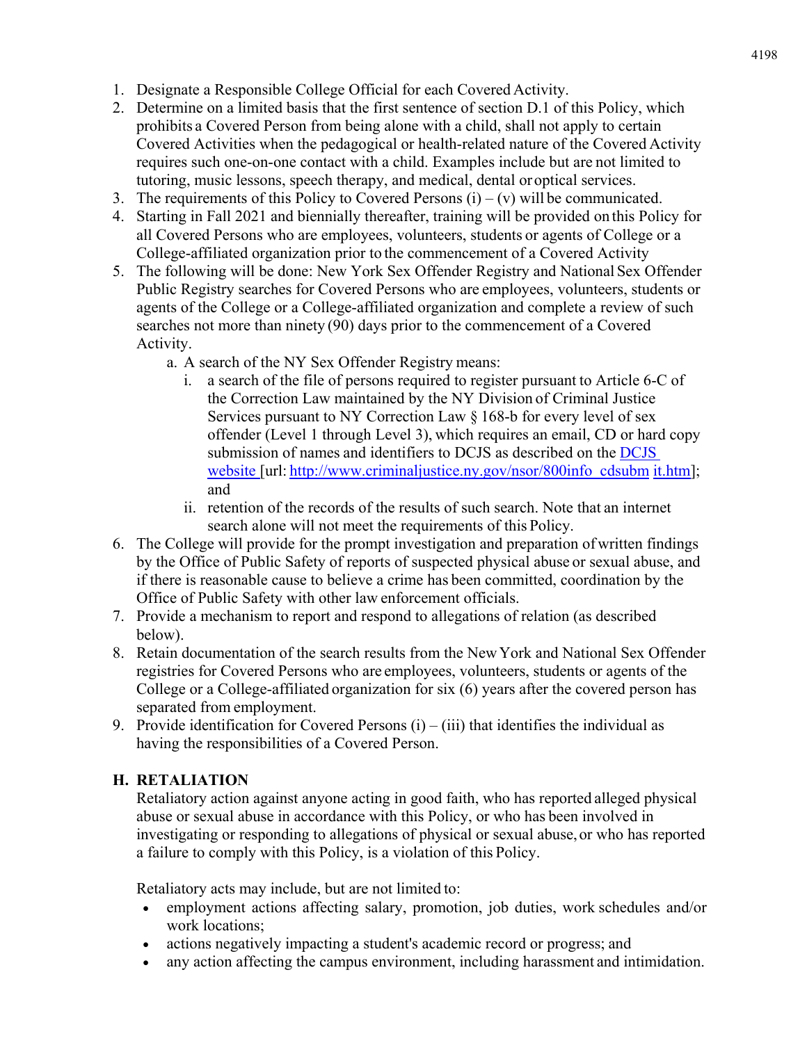1. Designate a Responsible College Official for each Covered Activity.
2. Determine on a limited basis that the first sentence of section D.1 of this Policy, which prohibits a Covered Person from being alone with a child, shall not apply to certain Covered Activities when the pedagogical or health-related nature of the Covered Activity requires such one-on-one contact with a child. Examples include but are not limited to tutoring, music lessons, speech therapy, and medical, dental or optical services.
3. The requirements of this Policy to Covered Persons (i) – (v) will be communicated.
4. Starting in Fall 2021 and biennially thereafter, training will be provided on this Policy for all Covered Persons who are employees, volunteers, students or agents of College or a College-affiliated organization prior to the commencement of a Covered Activity
5. The following will be done: New York Sex Offender Registry and National Sex Offender Public Registry searches for Covered Persons who are employees, volunteers, students or agents of the College or a College-affiliated organization and complete a review of such searches not more than ninety (90) days prior to the commencement of a Covered Activity.
    a. A search of the NY Sex Offender Registry means:
        i. a search of the file of persons required to register pursuant to Article 6-C of the Correction Law maintained by the NY Division of Criminal Justice Services pursuant to NY Correction Law § 168-b for every level of sex offender (Level 1 through Level 3), which requires an email, CD or hard copy submission of names and identifiers to DCJS as described on the [DCJS website](http://www.criminaljustice.ny.gov/nsor/800info_cdsubmit.htm) [url: http://www.criminaljustice.ny.gov/nsor/800info_cdsubm it.htm]; and
        ii. retention of the records of the results of such search. Note that an internet search alone will not meet the requirements of this Policy.
6. The College will provide for the prompt investigation and preparation of written findings by the Office of Public Safety of reports of suspected physical abuse or sexual abuse, and if there is reasonable cause to believe a crime has been committed, coordination by the Office of Public Safety with other law enforcement officials.
7. Provide a mechanism to report and respond to allegations of relation (as described below).
8. Retain documentation of the search results from the New York and National Sex Offender registries for Covered Persons who are employees, volunteers, students or agents of the College or a College-affiliated organization for six (6) years after the covered person has separated from employment.
9. Provide identification for Covered Persons (i) – (iii) that identifies the individual as having the responsibilities of a Covered Person.

## H. RETALIATION

Retaliatory action against anyone acting in good faith, who has reported alleged physical abuse or sexual abuse in accordance with this Policy, or who has been involved in investigating or responding to allegations of physical or sexual abuse, or who has reported a failure to comply with this Policy, is a violation of this Policy.

Retaliatory acts may include, but are not limited to:

- employment actions affecting salary, promotion, job duties, work schedules and/or work locations;
- actions negatively impacting a student's academic record or progress; and
- any action affecting the campus environment, including harassment and intimidation.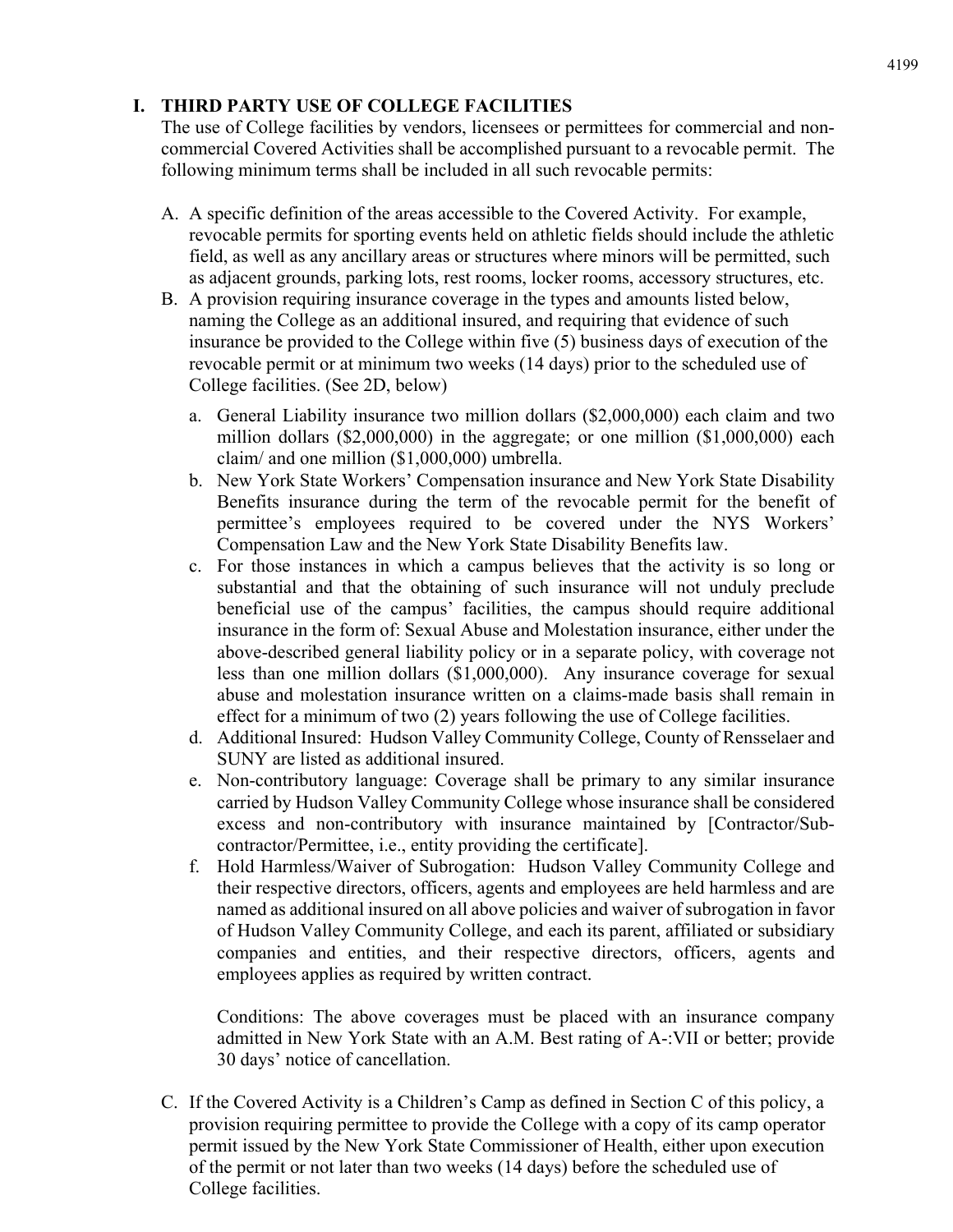## I. THIRD PARTY USE OF COLLEGE FACILITIES

The use of College facilities by vendors, licensees or permittees for commercial and non-commercial Covered Activities shall be accomplished pursuant to a revocable permit. The following minimum terms shall be included in all such revocable permits:

A. A specific definition of the areas accessible to the Covered Activity. For example, revocable permits for sporting events held on athletic fields should include the athletic field, as well as any ancillary areas or structures where minors will be permitted, such as adjacent grounds, parking lots, rest rooms, locker rooms, accessory structures, etc.

B. A provision requiring insurance coverage in the types and amounts listed below, naming the College as an additional insured, and requiring that evidence of such insurance be provided to the College within five (5) business days of execution of the revocable permit or at minimum two weeks (14 days) prior to the scheduled use of College facilities. (See 2D, below)

   a. General Liability insurance two million dollars ($2,000,000) each claim and two million dollars ($2,000,000) in the aggregate; or one million ($1,000,000) each claim/ and one million ($1,000,000) umbrella.

   b. New York State Workers' Compensation insurance and New York State Disability Benefits insurance during the term of the revocable permit for the benefit of permittee's employees required to be covered under the NYS Workers' Compensation Law and the New York State Disability Benefits law.

   c. For those instances in which a campus believes that the activity is so long or substantial and that the obtaining of such insurance will not unduly preclude beneficial use of the campus' facilities, the campus should require additional insurance in the form of: Sexual Abuse and Molestation insurance, either under the above-described general liability policy or in a separate policy, with coverage not less than one million dollars ($1,000,000). Any insurance coverage for sexual abuse and molestation insurance written on a claims-made basis shall remain in effect for a minimum of two (2) years following the use of College facilities.

   d. Additional Insured: Hudson Valley Community College, County of Rensselaer and SUNY are listed as additional insured.

   e. Non-contributory language: Coverage shall be primary to any similar insurance carried by Hudson Valley Community College whose insurance shall be considered excess and non-contributory with insurance maintained by [Contractor/Sub-contractor/Permittee, i.e., entity providing the certificate].

   f. Hold Harmless/Waiver of Subrogation: Hudson Valley Community College and their respective directors, officers, agents and employees are held harmless and are named as additional insured on all above policies and waiver of subrogation in favor of Hudson Valley Community College, and each its parent, affiliated or subsidiary companies and entities, and their respective directors, officers, agents and employees applies as required by written contract.

   Conditions: The above coverages must be placed with an insurance company admitted in New York State with an A.M. Best rating of A-:VII or better; provide 30 days' notice of cancellation.

C. If the Covered Activity is a Children's Camp as defined in Section C of this policy, a provision requiring permittee to provide the College with a copy of its camp operator permit issued by the New York State Commissioner of Health, either upon execution of the permit or not later than two weeks (14 days) before the scheduled use of College facilities.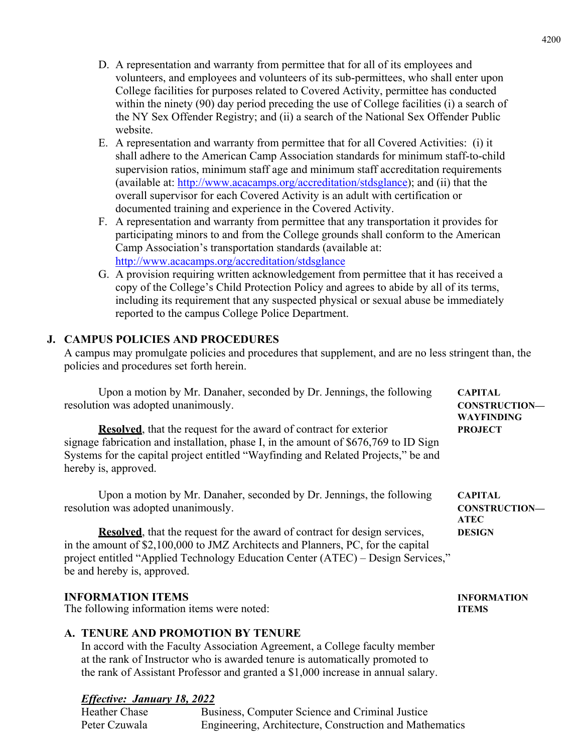D. A representation and warranty from permittee that for all of its employees and volunteers, and employees and volunteers of its sub-permittees, who shall enter upon College facilities for purposes related to Covered Activity, permittee has conducted within the ninety (90) day period preceding the use of College facilities (i) a search of the NY Sex Offender Registry; and (ii) a search of the National Sex Offender Public website.

E. A representation and warranty from permittee that for all Covered Activities: (i) it shall adhere to the American Camp Association standards for minimum staff-to-child supervision ratios, minimum staff age and minimum staff accreditation requirements (available at: http://www.acacamps.org/accreditation/stdsglance); and (ii) that the overall supervisor for each Covered Activity is an adult with certification or documented training and experience in the Covered Activity.

F. A representation and warranty from permittee that any transportation it provides for participating minors to and from the College grounds shall conform to the American Camp Association's transportation standards (available at: http://www.acacamps.org/accreditation/stdsglance

G. A provision requiring written acknowledgement from permittee that it has received a copy of the College's Child Protection Policy and agrees to abide by all of its terms, including its requirement that any suspected physical or sexual abuse be immediately reported to the campus College Police Department.

## J. CAMPUS POLICIES AND PROCEDURES

A campus may promulgate policies and procedures that supplement, and are no less stringent than, the policies and procedures set forth herein.

**CAPITAL CONSTRUCTION—WAYFINDING PROJECT**

Upon a motion by Mr. Danaher, seconded by Dr. Jennings, the following resolution was adopted unanimously.

**Resolved**, that the request for the award of contract for exterior signage fabrication and installation, phase I, in the amount of $676,769 to ID Sign Systems for the capital project entitled "Wayfinding and Related Projects," be and hereby is, approved.

**CAPITAL CONSTRUCTION—ATEC DESIGN**

Upon a motion by Mr. Danaher, seconded by Dr. Jennings, the following resolution was adopted unanimously.

**Resolved**, that the request for the award of contract for design services, in the amount of $2,100,000 to JMZ Architects and Planners, PC, for the capital project entitled "Applied Technology Education Center (ATEC) – Design Services," be and hereby is, approved.

## INFORMATION ITEMS

**INFORMATION ITEMS**

The following information items were noted:

### A. TENURE AND PROMOTION BY TENURE

In accord with the Faculty Association Agreement, a College faculty member at the rank of Instructor who is awarded tenure is automatically promoted to the rank of Assistant Professor and granted a $1,000 increase in annual salary.

***Effective: January 18, 2022***

| | |
|---|---|
| Heather Chase | Business, Computer Science and Criminal Justice |
| Peter Czuwala | Engineering, Architecture, Construction and Mathematics |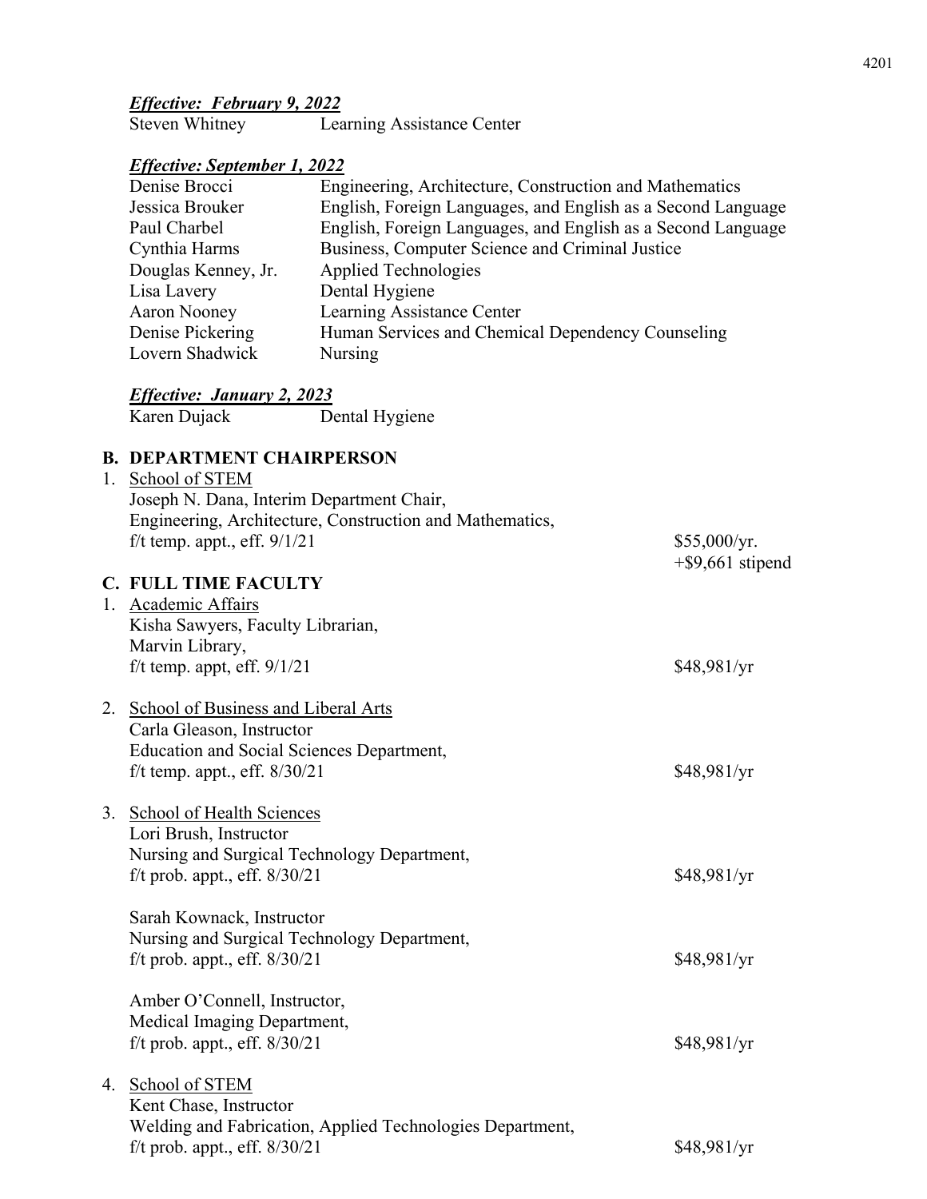***Effective: February 9, 2022***

| | |
|---|---|
| Steven Whitney | Learning Assistance Center |

***Effective: September 1, 2022***

| | |
|---|---|
| Denise Brocci | Engineering, Architecture, Construction and Mathematics |
| Jessica Brouker | English, Foreign Languages, and English as a Second Language |
| Paul Charbel | English, Foreign Languages, and English as a Second Language |
| Cynthia Harms | Business, Computer Science and Criminal Justice |
| Douglas Kenney, Jr. | Applied Technologies |
| Lisa Lavery | Dental Hygiene |
| Aaron Nooney | Learning Assistance Center |
| Denise Pickering | Human Services and Chemical Dependency Counseling |
| Lovern Shadwick | Nursing |

***Effective: January 2, 2023***

| | |
|---|---|
| Karen Dujack | Dental Hygiene |

**B. DEPARTMENT CHAIRPERSON**

1. School of STEM
   Joseph N. Dana, Interim Department Chair,
   Engineering, Architecture, Construction and Mathematics,
   f/t temp. appt., eff. 9/1/21 — $55,000/yr. +$9,661 stipend

**C. FULL TIME FACULTY**

1. Academic Affairs
   Kisha Sawyers, Faculty Librarian,
   Marvin Library,
   f/t temp. appt, eff. 9/1/21 — $48,981/yr

2. School of Business and Liberal Arts
   Carla Gleason, Instructor
   Education and Social Sciences Department,
   f/t temp. appt., eff. 8/30/21 — $48,981/yr

3. School of Health Sciences
   Lori Brush, Instructor
   Nursing and Surgical Technology Department,
   f/t prob. appt., eff. 8/30/21 — $48,981/yr

   Sarah Kownack, Instructor
   Nursing and Surgical Technology Department,
   f/t prob. appt., eff. 8/30/21 — $48,981/yr

   Amber O'Connell, Instructor,
   Medical Imaging Department,
   f/t prob. appt., eff. 8/30/21 — $48,981/yr

4. School of STEM
   Kent Chase, Instructor
   Welding and Fabrication, Applied Technologies Department,
   f/t prob. appt., eff. 8/30/21 — $48,981/yr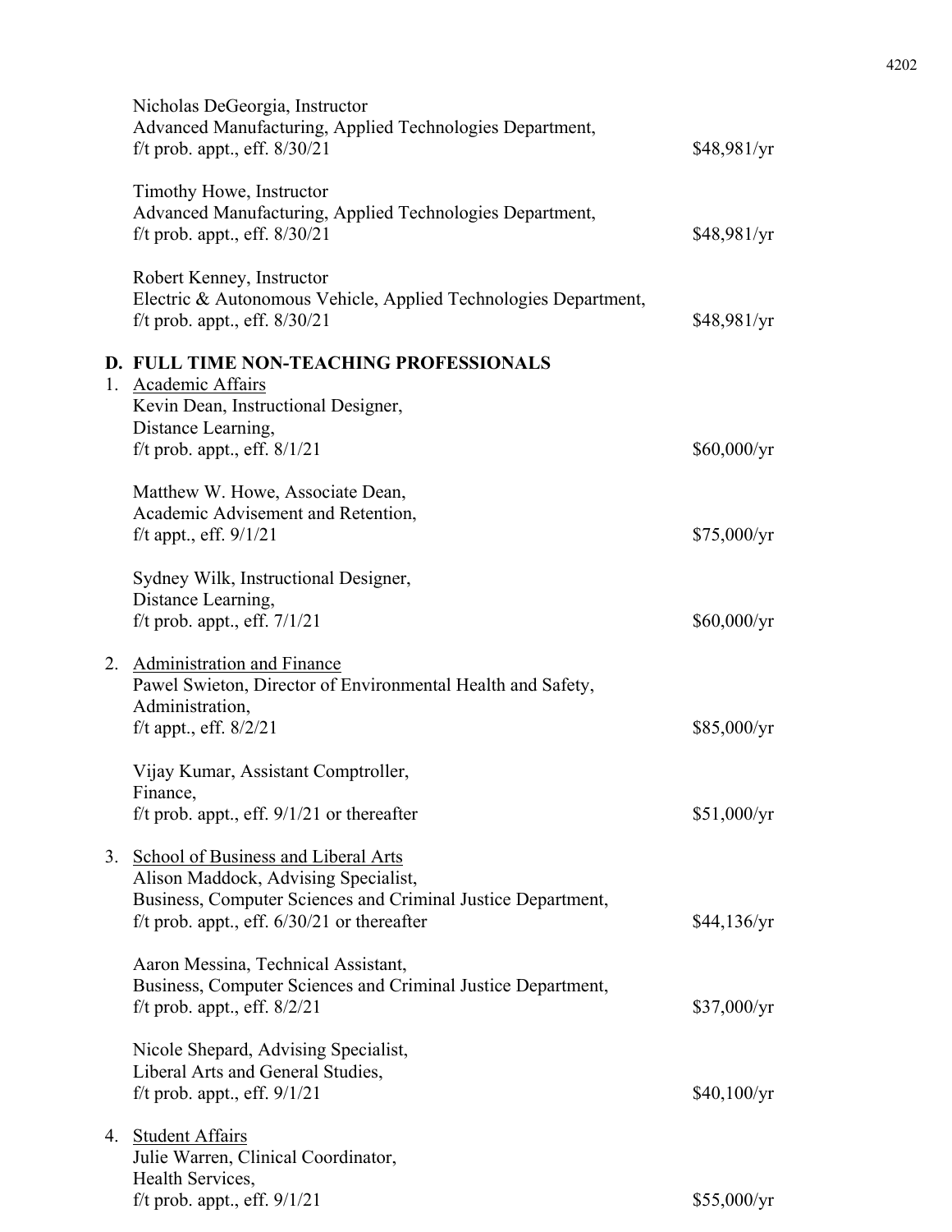Nicholas DeGeorgia, Instructor
Advanced Manufacturing, Applied Technologies Department,
f/t prob. appt., eff. 8/30/21 — $48,981/yr

Timothy Howe, Instructor
Advanced Manufacturing, Applied Technologies Department,
f/t prob. appt., eff. 8/30/21 — $48,981/yr

Robert Kenney, Instructor
Electric & Autonomous Vehicle, Applied Technologies Department,
f/t prob. appt., eff. 8/30/21 — $48,981/yr

**D. FULL TIME NON-TEACHING PROFESSIONALS**

1. Academic Affairs

Kevin Dean, Instructional Designer,
Distance Learning,
f/t prob. appt., eff. 8/1/21 — $60,000/yr

Matthew W. Howe, Associate Dean,
Academic Advisement and Retention,
f/t appt., eff. 9/1/21 — $75,000/yr

Sydney Wilk, Instructional Designer,
Distance Learning,
f/t prob. appt., eff. 7/1/21 — $60,000/yr

2. Administration and Finance

Pawel Swieton, Director of Environmental Health and Safety,
Administration,
f/t appt., eff. 8/2/21 — $85,000/yr

Vijay Kumar, Assistant Comptroller,
Finance,
f/t prob. appt., eff. 9/1/21 or thereafter — $51,000/yr

3. School of Business and Liberal Arts

Alison Maddock, Advising Specialist,
Business, Computer Sciences and Criminal Justice Department,
f/t prob. appt., eff. 6/30/21 or thereafter — $44,136/yr

Aaron Messina, Technical Assistant,
Business, Computer Sciences and Criminal Justice Department,
f/t prob. appt., eff. 8/2/21 — $37,000/yr

Nicole Shepard, Advising Specialist,
Liberal Arts and General Studies,
f/t prob. appt., eff. 9/1/21 — $40,100/yr

4. Student Affairs

Julie Warren, Clinical Coordinator,
Health Services,
f/t prob. appt., eff. 9/1/21 — $55,000/yr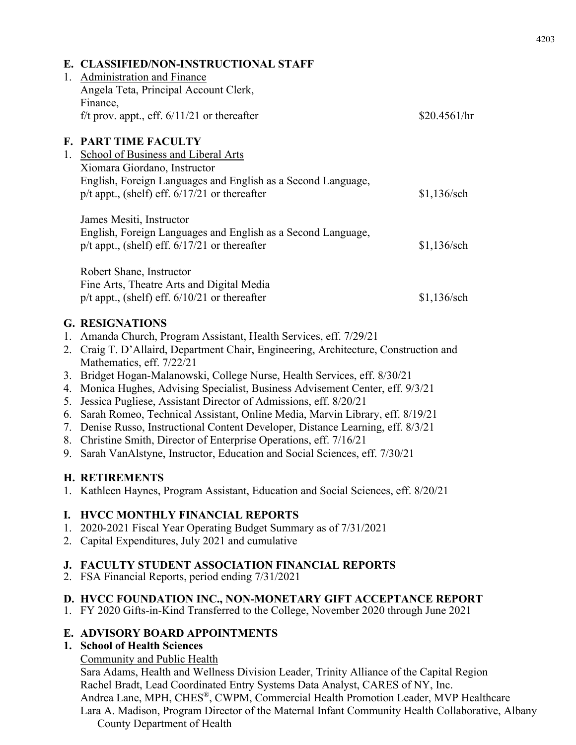## E. CLASSIFIED/NON-INSTRUCTIONAL STAFF

1. Administration and Finance
   Angela Teta, Principal Account Clerk,
   Finance,
   f/t prov. appt., eff. 6/11/21 or thereafter — $20.4561/hr

## F. PART TIME FACULTY

1. School of Business and Liberal Arts
   Xiomara Giordano, Instructor
   English, Foreign Languages and English as a Second Language,
   p/t appt., (shelf) eff. 6/17/21 or thereafter — $1,136/sch

   James Mesiti, Instructor
   English, Foreign Languages and English as a Second Language,
   p/t appt., (shelf) eff. 6/17/21 or thereafter — $1,136/sch

   Robert Shane, Instructor
   Fine Arts, Theatre Arts and Digital Media
   p/t appt., (shelf) eff. 6/10/21 or thereafter — $1,136/sch

## G. RESIGNATIONS

1. Amanda Church, Program Assistant, Health Services, eff. 7/29/21
2. Craig T. D'Allaird, Department Chair, Engineering, Architecture, Construction and Mathematics, eff. 7/22/21
3. Bridget Hogan-Malanowski, College Nurse, Health Services, eff. 8/30/21
4. Monica Hughes, Advising Specialist, Business Advisement Center, eff. 9/3/21
5. Jessica Pugliese, Assistant Director of Admissions, eff. 8/20/21
6. Sarah Romeo, Technical Assistant, Online Media, Marvin Library, eff. 8/19/21
7. Denise Russo, Instructional Content Developer, Distance Learning, eff. 8/3/21
8. Christine Smith, Director of Enterprise Operations, eff. 7/16/21
9. Sarah VanAlstyne, Instructor, Education and Social Sciences, eff. 7/30/21

## H. RETIREMENTS

1. Kathleen Haynes, Program Assistant, Education and Social Sciences, eff. 8/20/21

## I. HVCC MONTHLY FINANCIAL REPORTS

1. 2020-2021 Fiscal Year Operating Budget Summary as of 7/31/2021
2. Capital Expenditures, July 2021 and cumulative

## J. FACULTY STUDENT ASSOCIATION FINANCIAL REPORTS

2. FSA Financial Reports, period ending 7/31/2021

## D. HVCC FOUNDATION INC., NON-MONETARY GIFT ACCEPTANCE REPORT

1. FY 2020 Gifts-in-Kind Transferred to the College, November 2020 through June 2021

## E. ADVISORY BOARD APPOINTMENTS

**1. School of Health Sciences**

Community and Public Health

Sara Adams, Health and Wellness Division Leader, Trinity Alliance of the Capital Region
Rachel Bradt, Lead Coordinated Entry Systems Data Analyst, CARES of NY, Inc.
Andrea Lane, MPH, CHES®, CWPM, Commercial Health Promotion Leader, MVP Healthcare
Lara A. Madison, Program Director of the Maternal Infant Community Health Collaborative, Albany County Department of Health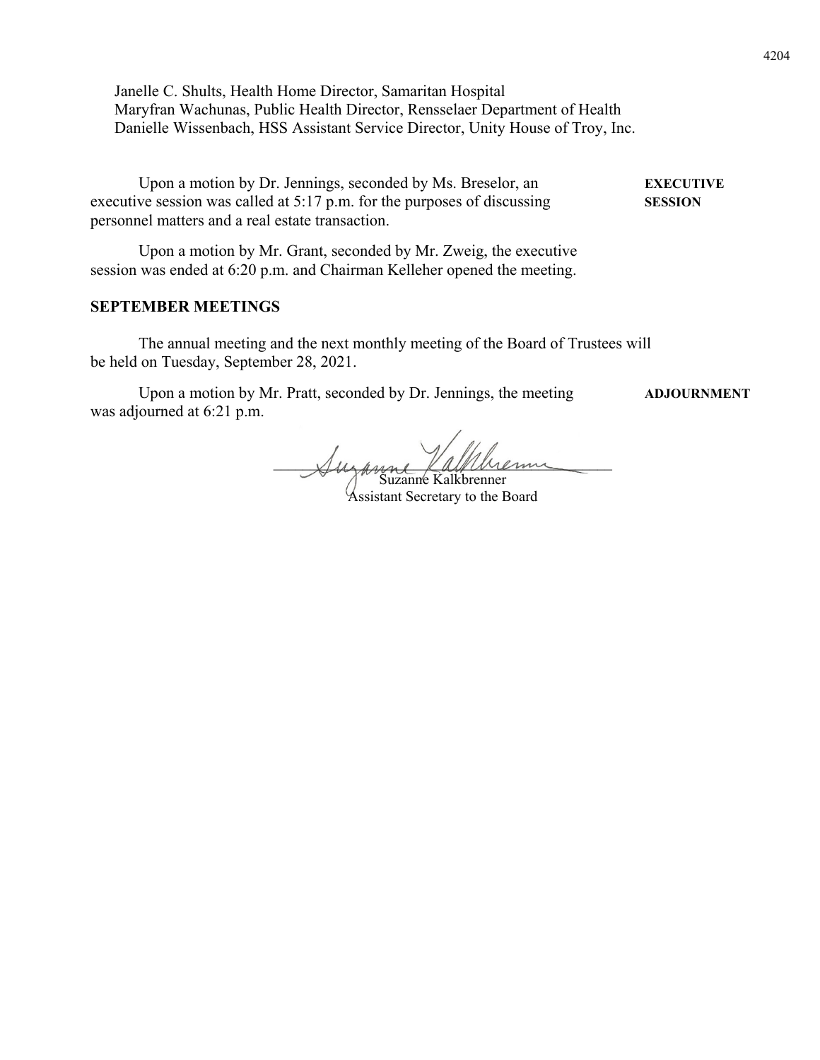Janelle C. Shults, Health Home Director, Samaritan Hospital
Maryfran Wachunas, Public Health Director, Rensselaer Department of Health
Danielle Wissenbach, HSS Assistant Service Director, Unity House of Troy, Inc.

**EXECUTIVE SESSION**

Upon a motion by Dr. Jennings, seconded by Ms. Breselor, an executive session was called at 5:17 p.m. for the purposes of discussing personnel matters and a real estate transaction.

Upon a motion by Mr. Grant, seconded by Mr. Zweig, the executive session was ended at 6:20 p.m. and Chairman Kelleher opened the meeting.

## SEPTEMBER MEETINGS

The annual meeting and the next monthly meeting of the Board of Trustees will be held on Tuesday, September 28, 2021.

**ADJOURNMENT**

Upon a motion by Mr. Pratt, seconded by Dr. Jennings, the meeting was adjourned at 6:21 p.m.

Suzanne Kalkbrenner
Assistant Secretary to the Board